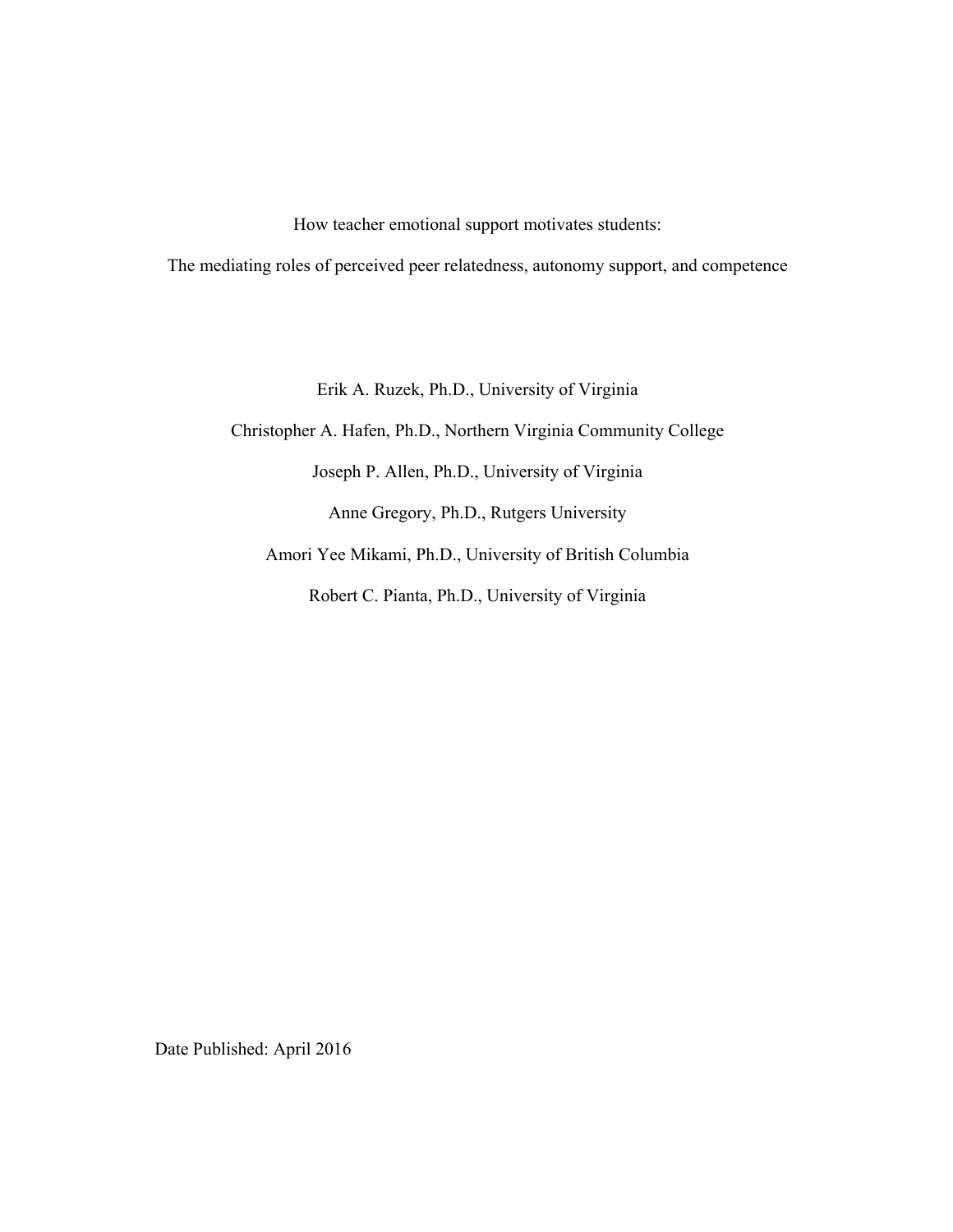# How teacher emotional support motivates students:

## The mediating roles of perceived peer relatedness, autonomy support, and competence

Erik A. Ruzek, Ph.D., University of Virginia

Christopher A. Hafen, Ph.D., Northern Virginia Community College

Joseph P. Allen, Ph.D., University of Virginia

Anne Gregory, Ph.D., Rutgers University

Amori Yee Mikami, Ph.D., University of British Columbia

Robert C. Pianta, Ph.D., University of Virginia

Date Published: April 2016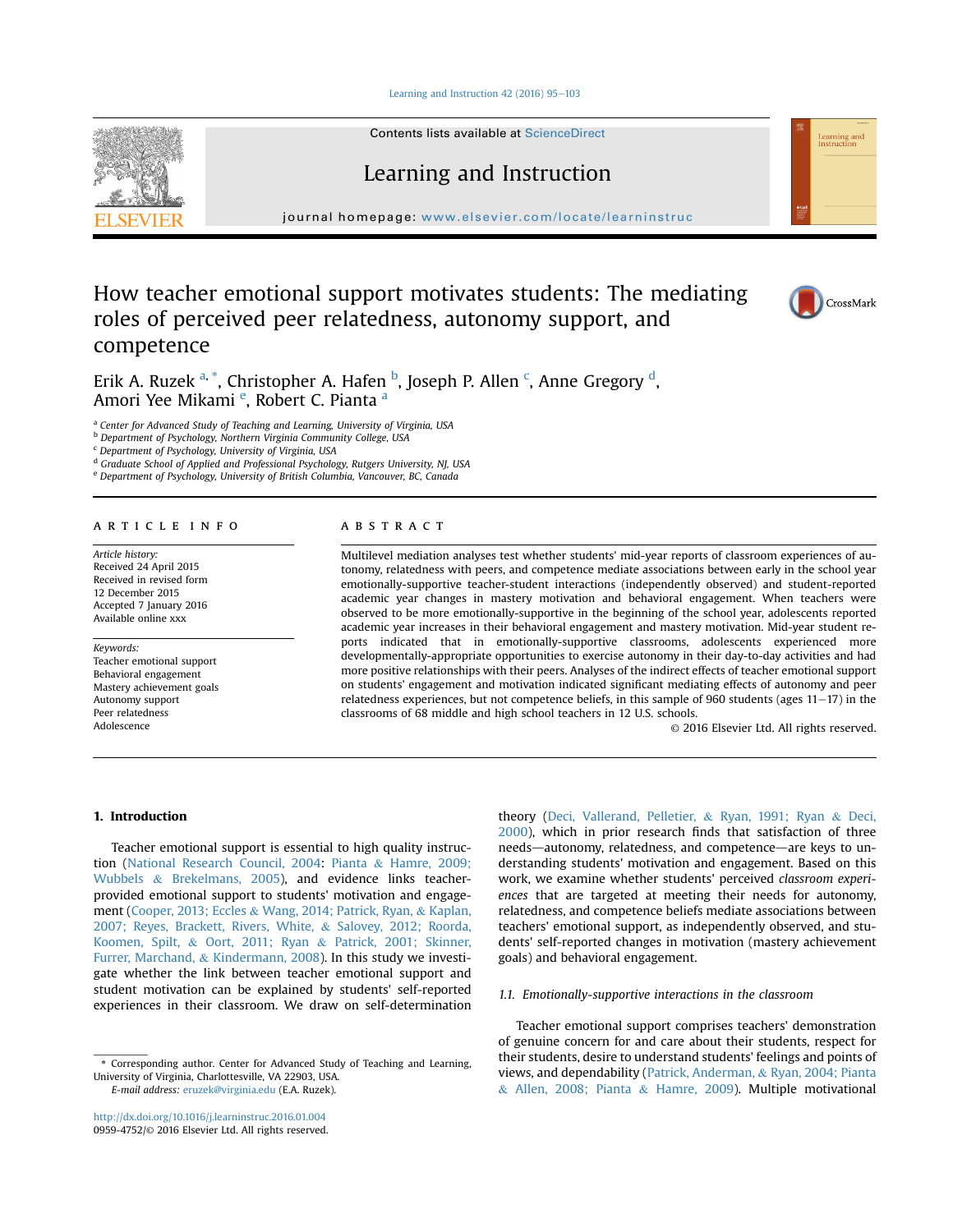# How teacher emotional support motivates students: The mediating roles of perceived peer relatedness, autonomy support, and competence

Erik A. Ruzek [a,*], Christopher A. Hafen [b], Joseph P. Allen [c], Anne Gregory [d], Amori Yee Mikami [e], Robert C. Pianta [a]

[a] Center for Advanced Study of Teaching and Learning, University of Virginia, USA
[b] Department of Psychology, Northern Virginia Community College, USA
[c] Department of Psychology, University of Virginia, USA
[d] Graduate School of Applied and Professional Psychology, Rutgers University, NJ, USA
[e] Department of Psychology, University of British Columbia, Vancouver, BC, Canada

## ARTICLE INFO

*Article history:*
Received 24 April 2015
Received in revised form
12 December 2015
Accepted 7 January 2016
Available online xxx

*Keywords:*
Teacher emotional support
Behavioral engagement
Mastery achievement goals
Autonomy support
Peer relatedness
Adolescence

## ABSTRACT

Multilevel mediation analyses test whether students' mid-year reports of classroom experiences of autonomy, relatedness with peers, and competence mediate associations between early in the school year emotionally-supportive teacher-student interactions (independently observed) and student-reported academic year changes in mastery motivation and behavioral engagement. When teachers were observed to be more emotionally-supportive in the beginning of the school year, adolescents reported academic year increases in their behavioral engagement and mastery motivation. Mid-year student reports indicated that in emotionally-supportive classrooms, adolescents experienced more developmentally-appropriate opportunities to exercise autonomy in their day-to-day activities and had more positive relationships with their peers. Analyses of the indirect effects of teacher emotional support on students' engagement and motivation indicated significant mediating effects of autonomy and peer relatedness experiences, but not competence beliefs, in this sample of 960 students (ages 11–17) in the classrooms of 68 middle and high school teachers in 12 U.S. schools.

© 2016 Elsevier Ltd. All rights reserved.

## 1. Introduction

Teacher emotional support is essential to high quality instruction (National Research Council, 2004: Pianta & Hamre, 2009; Wubbels & Brekelmans, 2005), and evidence links teacher-provided emotional support to students' motivation and engagement (Cooper, 2013; Eccles & Wang, 2014; Patrick, Ryan, & Kaplan, 2007; Reyes, Brackett, Rivers, White, & Salovey, 2012; Roorda, Koomen, Spilt, & Oort, 2011; Ryan & Patrick, 2001; Skinner, Furrer, Marchand, & Kindermann, 2008). In this study we investigate whether the link between teacher emotional support and student motivation can be explained by students' self-reported experiences in their classroom. We draw on self-determination theory (Deci, Vallerand, Pelletier, & Ryan, 1991; Ryan & Deci, 2000), which in prior research finds that satisfaction of three needs—autonomy, relatedness, and competence—are keys to understanding students' motivation and engagement. Based on this work, we examine whether students' perceived *classroom experiences* that are targeted at meeting their needs for autonomy, relatedness, and competence beliefs mediate associations between teachers' emotional support, as independently observed, and students' self-reported changes in motivation (mastery achievement goals) and behavioral engagement.

### 1.1. Emotionally-supportive interactions in the classroom

Teacher emotional support comprises teachers' demonstration of genuine concern for and care about their students, respect for their students, desire to understand students' feelings and points of views, and dependability (Patrick, Anderman, & Ryan, 2004; Pianta & Allen, 2008; Pianta & Hamre, 2009). Multiple motivational

* Corresponding author. Center for Advanced Study of Teaching and Learning, University of Virginia, Charlottesville, VA 22903, USA.
*E-mail address:* eruzek@virginia.edu (E.A. Ruzek).

http://dx.doi.org/10.1016/j.learninstruc.2016.01.004
0959-4752/© 2016 Elsevier Ltd. All rights reserved.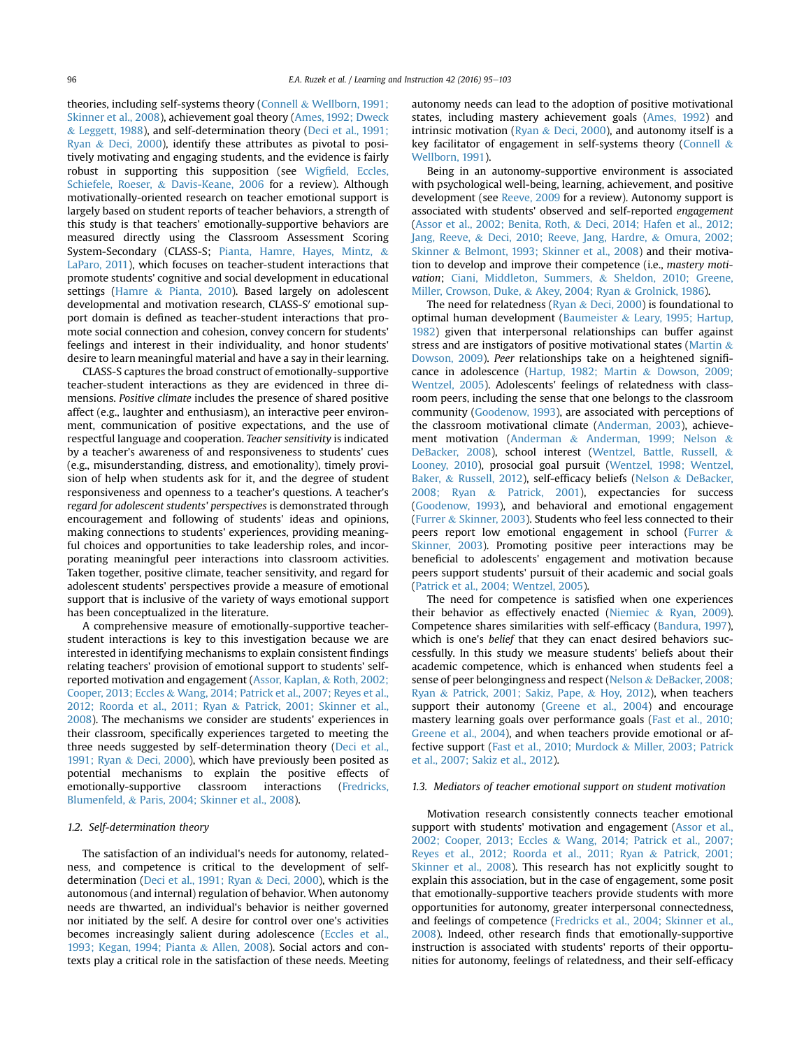theories, including self-systems theory (Connell & Wellborn, 1991; Skinner et al., 2008), achievement goal theory (Ames, 1992; Dweck & Leggett, 1988), and self-determination theory (Deci et al., 1991; Ryan & Deci, 2000), identify these attributes as pivotal to positively motivating and engaging students, and the evidence is fairly robust in supporting this supposition (see Wigfield, Eccles, Schiefele, Roeser, & Davis-Keane, 2006 for a review). Although motivationally-oriented research on teacher emotional support is largely based on student reports of teacher behaviors, a strength of this study is that teachers' emotionally-supportive behaviors are measured directly using the Classroom Assessment Scoring System-Secondary (CLASS-S; Pianta, Hamre, Hayes, Mintz, & LaParo, 2011), which focuses on teacher-student interactions that promote students' cognitive and social development in educational settings (Hamre & Pianta, 2010). Based largely on adolescent developmental and motivation research, CLASS-S′ emotional support domain is defined as teacher-student interactions that promote social connection and cohesion, convey concern for students' feelings and interest in their individuality, and honor students' desire to learn meaningful material and have a say in their learning.

CLASS-S captures the broad construct of emotionally-supportive teacher-student interactions as they are evidenced in three dimensions. *Positive climate* includes the presence of shared positive affect (e.g., laughter and enthusiasm), an interactive peer environment, communication of positive expectations, and the use of respectful language and cooperation. *Teacher sensitivity* is indicated by a teacher's awareness of and responsiveness to students' cues (e.g., misunderstanding, distress, and emotionality), timely provision of help when students ask for it, and the degree of student responsiveness and openness to a teacher's questions. A teacher's *regard for adolescent students' perspectives* is demonstrated through encouragement and following of students' ideas and opinions, making connections to students' experiences, providing meaningful choices and opportunities to take leadership roles, and incorporating meaningful peer interactions into classroom activities. Taken together, positive climate, teacher sensitivity, and regard for adolescent students' perspectives provide a measure of emotional support that is inclusive of the variety of ways emotional support has been conceptualized in the literature.

A comprehensive measure of emotionally-supportive teacher-student interactions is key to this investigation because we are interested in identifying mechanisms to explain consistent findings relating teachers' provision of emotional support to students' self-reported motivation and engagement (Assor, Kaplan, & Roth, 2002; Cooper, 2013; Eccles & Wang, 2014; Patrick et al., 2007; Reyes et al., 2012; Roorda et al., 2011; Ryan & Patrick, 2001; Skinner et al., 2008). The mechanisms we consider are students' experiences in their classroom, specifically experiences targeted to meeting the three needs suggested by self-determination theory (Deci et al., 1991; Ryan & Deci, 2000), which have previously been posited as potential mechanisms to explain the positive effects of emotionally-supportive classroom interactions (Fredricks, Blumenfeld, & Paris, 2004; Skinner et al., 2008).

### 1.2. Self-determination theory

The satisfaction of an individual's needs for autonomy, relatedness, and competence is critical to the development of self-determination (Deci et al., 1991; Ryan & Deci, 2000), which is the autonomous (and internal) regulation of behavior. When autonomy needs are thwarted, an individual's behavior is neither governed nor initiated by the self. A desire for control over one's activities becomes increasingly salient during adolescence (Eccles et al., 1993; Kegan, 1994; Pianta & Allen, 2008). Social actors and contexts play a critical role in the satisfaction of these needs. Meeting autonomy needs can lead to the adoption of positive motivational states, including mastery achievement goals (Ames, 1992) and intrinsic motivation (Ryan & Deci, 2000), and autonomy itself is a key facilitator of engagement in self-systems theory (Connell & Wellborn, 1991).

Being in an autonomy-supportive environment is associated with psychological well-being, learning, achievement, and positive development (see Reeve, 2009 for a review). Autonomy support is associated with students' observed and self-reported *engagement* (Assor et al., 2002; Benita, Roth, & Deci, 2014; Hafen et al., 2012; Jang, Reeve, & Deci, 2010; Reeve, Jang, Hardre, & Omura, 2002; Skinner & Belmont, 1993; Skinner et al., 2008) and their motivation to develop and improve their competence (i.e., *mastery motivation*; Ciani, Middleton, Summers, & Sheldon, 2010; Greene, Miller, Crowson, Duke, & Akey, 2004; Ryan & Grolnick, 1986).

The need for relatedness (Ryan & Deci, 2000) is foundational to optimal human development (Baumeister & Leary, 1995; Hartup, 1982) given that interpersonal relationships can buffer against stress and are instigators of positive motivational states (Martin & Dowson, 2009). *Peer* relationships take on a heightened significance in adolescence (Hartup, 1982; Martin & Dowson, 2009; Wentzel, 2005). Adolescents' feelings of relatedness with classroom peers, including the sense that one belongs to the classroom community (Goodenow, 1993), are associated with perceptions of the classroom motivational climate (Anderman, 2003), achievement motivation (Anderman & Anderman, 1999; Nelson & DeBacker, 2008), school interest (Wentzel, Battle, Russell, & Looney, 2010), prosocial goal pursuit (Wentzel, 1998; Wentzel, Baker, & Russell, 2012), self-efficacy beliefs (Nelson & DeBacker, 2008; Ryan & Patrick, 2001), expectancies for success (Goodenow, 1993), and behavioral and emotional engagement (Furrer & Skinner, 2003). Students who feel less connected to their peers report low emotional engagement in school (Furrer & Skinner, 2003). Promoting positive peer interactions may be beneficial to adolescents' engagement and motivation because peers support students' pursuit of their academic and social goals (Patrick et al., 2004; Wentzel, 2005).

The need for competence is satisfied when one experiences their behavior as effectively enacted (Niemiec & Ryan, 2009). Competence shares similarities with self-efficacy (Bandura, 1997), which is one's *belief* that they can enact desired behaviors successfully. In this study we measure students' beliefs about their academic competence, which is enhanced when students feel a sense of peer belongingness and respect (Nelson & DeBacker, 2008; Ryan & Patrick, 2001; Sakiz, Pape, & Hoy, 2012), when teachers support their autonomy (Greene et al., 2004) and encourage mastery learning goals over performance goals (Fast et al., 2010; Greene et al., 2004), and when teachers provide emotional or affective support (Fast et al., 2010; Murdock & Miller, 2003; Patrick et al., 2007; Sakiz et al., 2012).

### 1.3. Mediators of teacher emotional support on student motivation

Motivation research consistently connects teacher emotional support with students' motivation and engagement (Assor et al., 2002; Cooper, 2013; Eccles & Wang, 2014; Patrick et al., 2007; Reyes et al., 2012; Roorda et al., 2011; Ryan & Patrick, 2001; Skinner et al., 2008). This research has not explicitly sought to explain this association, but in the case of engagement, some posit that emotionally-supportive teachers provide students with more opportunities for autonomy, greater interpersonal connectedness, and feelings of competence (Fredricks et al., 2004; Skinner et al., 2008). Indeed, other research finds that emotionally-supportive instruction is associated with students' reports of their opportunities for autonomy, feelings of relatedness, and their self-efficacy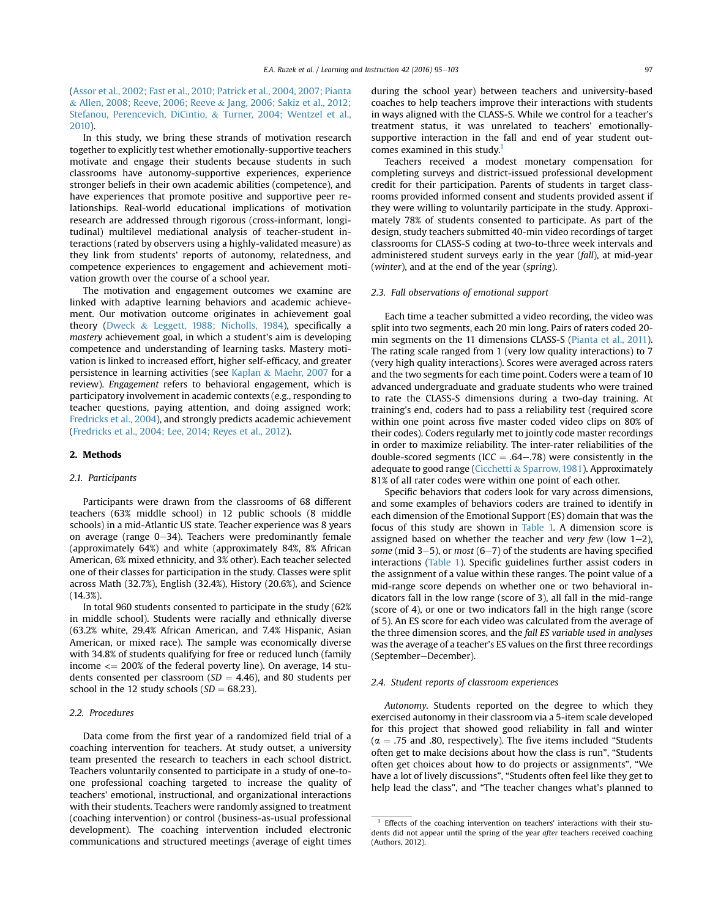(Assor et al., 2002; Fast et al., 2010; Patrick et al., 2004, 2007; Pianta & Allen, 2008; Reeve, 2006; Reeve & Jang, 2006; Sakiz et al., 2012; Stefanou, Perencevich, DiCintio, & Turner, 2004; Wentzel et al., 2010).

In this study, we bring these strands of motivation research together to explicitly test whether emotionally-supportive teachers motivate and engage their students because students in such classrooms have autonomy-supportive experiences, experience stronger beliefs in their own academic abilities (competence), and have experiences that promote positive and supportive peer relationships. Real-world educational implications of motivation research are addressed through rigorous (cross-informant, longitudinal) multilevel mediational analysis of teacher-student interactions (rated by observers using a highly-validated measure) as they link from students' reports of autonomy, relatedness, and competence experiences to engagement and achievement motivation growth over the course of a school year.

The motivation and engagement outcomes we examine are linked with adaptive learning behaviors and academic achievement. Our motivation outcome originates in achievement goal theory (Dweck & Leggett, 1988; Nicholls, 1984), specifically a *mastery* achievement goal, in which a student's aim is developing competence and understanding of learning tasks. Mastery motivation is linked to increased effort, higher self-efficacy, and greater persistence in learning activities (see Kaplan & Maehr, 2007 for a review). *Engagement* refers to behavioral engagement, which is participatory involvement in academic contexts (e.g., responding to teacher questions, paying attention, and doing assigned work; Fredricks et al., 2004), and strongly predicts academic achievement (Fredricks et al., 2004; Lee, 2014; Reyes et al., 2012).

## 2. Methods

### 2.1. Participants

Participants were drawn from the classrooms of 68 different teachers (63% middle school) in 12 public schools (8 middle schools) in a mid-Atlantic US state. Teacher experience was 8 years on average (range 0–34). Teachers were predominantly female (approximately 64%) and white (approximately 84%, 8% African American, 6% mixed ethnicity, and 3% other). Each teacher selected one of their classes for participation in the study. Classes were split across Math (32.7%), English (32.4%), History (20.6%), and Science (14.3%).

In total 960 students consented to participate in the study (62% in middle school). Students were racially and ethnically diverse (63.2% white, 29.4% African American, and 7.4% Hispanic, Asian American, or mixed race). The sample was economically diverse with 34.8% of students qualifying for free or reduced lunch (family income <= 200% of the federal poverty line). On average, 14 students consented per classroom ($SD = 4.46$), and 80 students per school in the 12 study schools ($SD = 68.23$).

### 2.2. Procedures

Data come from the first year of a randomized field trial of a coaching intervention for teachers. At study outset, a university team presented the research to teachers in each school district. Teachers voluntarily consented to participate in a study of one-to-one professional coaching targeted to increase the quality of teachers' emotional, instructional, and organizational interactions with their students. Teachers were randomly assigned to treatment (coaching intervention) or control (business-as-usual professional development). The coaching intervention included electronic communications and structured meetings (average of eight times during the school year) between teachers and university-based coaches to help teachers improve their interactions with students in ways aligned with the CLASS-S. While we control for a teacher's treatment status, it was unrelated to teachers' emotionally-supportive interaction in the fall and end of year student outcomes examined in this study.[1]

Teachers received a modest monetary compensation for completing surveys and district-issued professional development credit for their participation. Parents of students in target classrooms provided informed consent and students provided assent if they were willing to voluntarily participate in the study. Approximately 78% of students consented to participate. As part of the design, study teachers submitted 40-min video recordings of target classrooms for CLASS-S coding at two-to-three week intervals and administered student surveys early in the year (*fall*), at mid-year (*winter*), and at the end of the year (*spring*).

### 2.3. Fall observations of emotional support

Each time a teacher submitted a video recording, the video was split into two segments, each 20 min long. Pairs of raters coded 20-min segments on the 11 dimensions CLASS-S (Pianta et al., 2011). The rating scale ranged from 1 (very low quality interactions) to 7 (very high quality interactions). Scores were averaged across raters and the two segments for each time point. Coders were a team of 10 advanced undergraduate and graduate students who were trained to rate the CLASS-S dimensions during a two-day training. At training's end, coders had to pass a reliability test (required score within one point across five master coded video clips on 80% of their codes). Coders regularly met to jointly code master recordings in order to maximize reliability. The inter-rater reliabilities of the double-scored segments (ICC = .64–.78) were consistently in the adequate to good range (Cicchetti & Sparrow, 1981). Approximately 81% of all rater codes were within one point of each other.

Specific behaviors that coders look for vary across dimensions, and some examples of behaviors coders are trained to identify in each dimension of the Emotional Support (ES) domain that was the focus of this study are shown in Table 1. A dimension score is assigned based on whether the teacher and *very few* (low 1–2), *some* (mid 3–5), or *most* (6–7) of the students are having specified interactions (Table 1). Specific guidelines further assist coders in the assignment of a value within these ranges. The point value of a mid-range score depends on whether one or two behavioral indicators fall in the low range (score of 3), all fall in the mid-range (score of 4), or one or two indicators fall in the high range (score of 5). An ES score for each video was calculated from the average of the three dimension scores, and the *fall ES variable used in analyses* was the average of a teacher's ES values on the first three recordings (September–December).

### 2.4. Student reports of classroom experiences

*Autonomy*. Students reported on the degree to which they exercised autonomy in their classroom via a 5-item scale developed for this project that showed good reliability in fall and winter ($\alpha$ = .75 and .80, respectively). The five items included "Students often get to make decisions about how the class is run", "Students often get choices about how to do projects or assignments", "We have a lot of lively discussions", "Students often feel like they get to help lead the class", and "The teacher changes what's planned to

[1] Effects of the coaching intervention on teachers' interactions with their students did not appear until the spring of the year *after* teachers received coaching (Authors, 2012).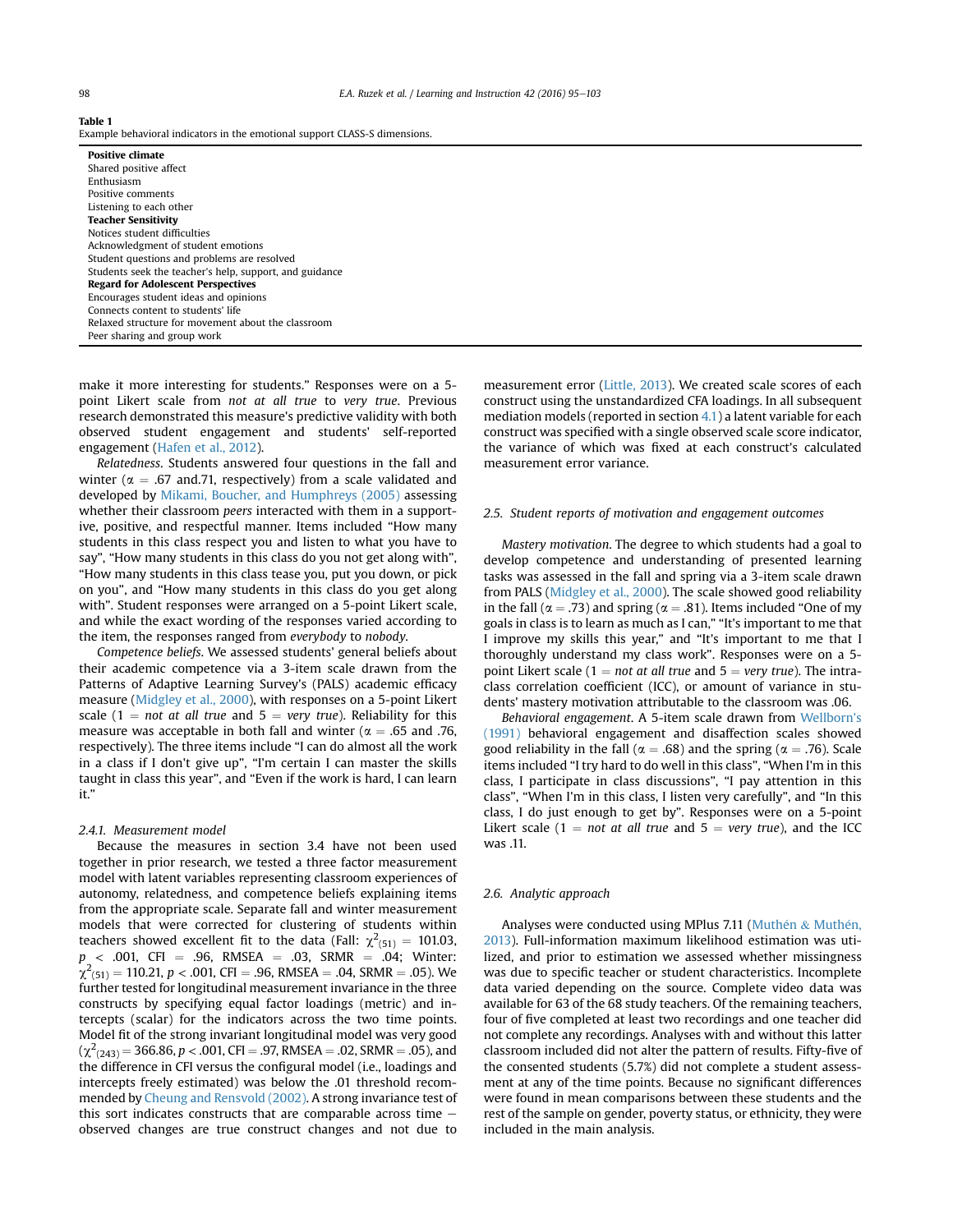**Table 1**
Example behavioral indicators in the emotional support CLASS-S dimensions.

| |
|---|
| **Positive climate** |
| Shared positive affect |
| Enthusiasm |
| Positive comments |
| Listening to each other |
| **Teacher Sensitivity** |
| Notices student difficulties |
| Acknowledgment of student emotions |
| Student questions and problems are resolved |
| Students seek the teacher's help, support, and guidance |
| **Regard for Adolescent Perspectives** |
| Encourages student ideas and opinions |
| Connects content to students' life |
| Relaxed structure for movement about the classroom |
| Peer sharing and group work |

make it more interesting for students." Responses were on a 5-point Likert scale from *not at all true* to *very true*. Previous research demonstrated this measure's predictive validity with both observed student engagement and students' self-reported engagement (Hafen et al., 2012).

*Relatedness*. Students answered four questions in the fall and winter ($\alpha = .67$ and .71, respectively) from a scale validated and developed by Mikami, Boucher, and Humphreys (2005) assessing whether their classroom *peers* interacted with them in a supportive, positive, and respectful manner. Items included "How many students in this class respect you and listen to what you have to say", "How many students in this class do you not get along with", "How many students in this class tease you, put you down, or pick on you", and "How many students in this class do you get along with". Student responses were arranged on a 5-point Likert scale, and while the exact wording of the responses varied according to the item, the responses ranged from *everybody* to *nobody*.

*Competence beliefs*. We assessed students' general beliefs about their academic competence via a 3-item scale drawn from the Patterns of Adaptive Learning Survey's (PALS) academic efficacy measure (Midgley et al., 2000), with responses on a 5-point Likert scale (1 = *not at all true* and 5 = *very true*). Reliability for this measure was acceptable in both fall and winter ($\alpha = .65$ and .76, respectively). The three items include "I can do almost all the work in a class if I don't give up", "I'm certain I can master the skills taught in class this year", and "Even if the work is hard, I can learn it."

#### 2.4.1. Measurement model

Because the measures in section 3.4 have not been used together in prior research, we tested a three factor measurement model with latent variables representing classroom experiences of autonomy, relatedness, and competence beliefs explaining items from the appropriate scale. Separate fall and winter measurement models that were corrected for clustering of students within teachers showed excellent fit to the data (Fall: $\chi^2_{(51)} = 101.03$, $p < .001$, CFI = .96, RMSEA = .03, SRMR = .04; Winter: $\chi^2_{(51)} = 110.21$, $p < .001$, CFI = .96, RMSEA = .04, SRMR = .05). We further tested for longitudinal measurement invariance in the three constructs by specifying equal factor loadings (metric) and intercepts (scalar) for the indicators across the two time points. Model fit of the strong invariant longitudinal model was very good ($\chi^2_{(243)} = 366.86$, $p < .001$, CFI = .97, RMSEA = .02, SRMR = .05), and the difference in CFI versus the configural model (i.e., loadings and intercepts freely estimated) was below the .01 threshold recommended by Cheung and Rensvold (2002). A strong invariance test of this sort indicates constructs that are comparable across time – observed changes are true construct changes and not due to measurement error (Little, 2013). We created scale scores of each construct using the unstandardized CFA loadings. In all subsequent mediation models (reported in section 4.1) a latent variable for each construct was specified with a single observed scale score indicator, the variance of which was fixed at each construct's calculated measurement error variance.

### 2.5. Student reports of motivation and engagement outcomes

*Mastery motivation*. The degree to which students had a goal to develop competence and understanding of presented learning tasks was assessed in the fall and spring via a 3-item scale drawn from PALS (Midgley et al., 2000). The scale showed good reliability in the fall ($\alpha = .73$) and spring ($\alpha = .81$). Items included "One of my goals in class is to learn as much as I can," "It's important to me that I improve my skills this year," and "It's important to me that I thoroughly understand my class work". Responses were on a 5-point Likert scale (1 = *not at all true* and 5 = *very true*). The intraclass correlation coefficient (ICC), or amount of variance in students' mastery motivation attributable to the classroom was .06.

*Behavioral engagement*. A 5-item scale drawn from Wellborn's (1991) behavioral engagement and disaffection scales showed good reliability in the fall ($\alpha = .68$) and the spring ($\alpha = .76$). Scale items included "I try hard to do well in this class", "When I'm in this class, I participate in class discussions", "I pay attention in this class", "When I'm in this class, I listen very carefully", and "In this class, I do just enough to get by". Responses were on a 5-point Likert scale (1 = *not at all true* and 5 = *very true*), and the ICC was .11.

### 2.6. Analytic approach

Analyses were conducted using MPlus 7.11 (Muthén & Muthén, 2013). Full-information maximum likelihood estimation was utilized, and prior to estimation we assessed whether missingness was due to specific teacher or student characteristics. Incomplete data varied depending on the source. Complete video data was available for 63 of the 68 study teachers. Of the remaining teachers, four of five completed at least two recordings and one teacher did not complete any recordings. Analyses with and without this latter classroom included did not alter the pattern of results. Fifty-five of the consented students (5.7%) did not complete a student assessment at any of the time points. Because no significant differences were found in mean comparisons between these students and the rest of the sample on gender, poverty status, or ethnicity, they were included in the main analysis.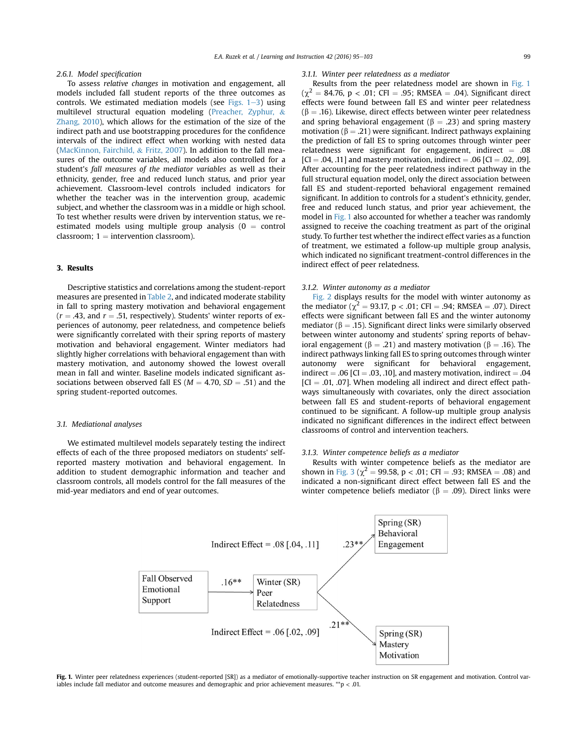#### 2.6.1. Model specification

To assess *relative changes* in motivation and engagement, all models included fall student reports of the three outcomes as controls. We estimated mediation models (see Figs. 1–3) using multilevel structural equation modeling (Preacher, Zyphur, & Zhang, 2010), which allows for the estimation of the size of the indirect path and use bootstrapping procedures for the confidence intervals of the indirect effect when working with nested data (MacKinnon, Fairchild, & Fritz, 2007). In addition to the fall measures of the outcome variables, all models also controlled for a student's *fall measures of the mediator variables* as well as their ethnicity, gender, free and reduced lunch status, and prior year achievement. Classroom-level controls included indicators for whether the teacher was in the intervention group, academic subject, and whether the classroom was in a middle or high school. To test whether results were driven by intervention status, we re-estimated models using multiple group analysis (0 = control classroom; 1 = intervention classroom).

## 3. Results

Descriptive statistics and correlations among the student-report measures are presented in Table 2, and indicated moderate stability in fall to spring mastery motivation and behavioral engagement ($r = .43$, and $r = .51$, respectively). Students' winter reports of experiences of autonomy, peer relatedness, and competence beliefs were significantly correlated with their spring reports of mastery motivation and behavioral engagement. Winter mediators had slightly higher correlations with behavioral engagement than with mastery motivation, and autonomy showed the lowest overall mean in fall and winter. Baseline models indicated significant associations between observed fall ES ($M = 4.70$, $SD = .51$) and the spring student-reported outcomes.

### 3.1. Mediational analyses

We estimated multilevel models separately testing the indirect effects of each of the three proposed mediators on students' self-reported mastery motivation and behavioral engagement. In addition to student demographic information and teacher and classroom controls, all models control for the fall measures of the mid-year mediators and end of year outcomes.

#### 3.1.1. Winter peer relatedness as a mediator

Results from the peer relatedness model are shown in Fig. 1 ($\chi^2 = 84.76$, $p < .01$; CFI = .95; RMSEA = .04). Significant direct effects were found between fall ES and winter peer relatedness ($\beta = .16$). Likewise, direct effects between winter peer relatedness and spring behavioral engagement ($\beta = .23$) and spring mastery motivation ($\beta = .21$) were significant. Indirect pathways explaining the prediction of fall ES to spring outcomes through winter peer relatedness were significant for engagement, indirect = .08 [CI = .04, .11] and mastery motivation, indirect = .06 [CI = .02, .09]. After accounting for the peer relatedness indirect pathway in the full structural equation model, only the direct association between fall ES and student-reported behavioral engagement remained significant. In addition to controls for a student's ethnicity, gender, free and reduced lunch status, and prior year achievement, the model in Fig. 1 also accounted for whether a teacher was randomly assigned to receive the coaching treatment as part of the original study. To further test whether the indirect effect varies as a function of treatment, we estimated a follow-up multiple group analysis, which indicated no significant treatment-control differences in the indirect effect of peer relatedness.

#### 3.1.2. Winter autonomy as a mediator

Fig. 2 displays results for the model with winter autonomy as the mediator ($\chi^2 = 93.17$, $p < .01$; CFI = .94; RMSEA = .07). Direct effects were significant between fall ES and the winter autonomy mediator ($\beta = .15$). Significant direct links were similarly observed between winter autonomy and students' spring reports of behavioral engagement ($\beta = .21$) and mastery motivation ($\beta = .16$). The indirect pathways linking fall ES to spring outcomes through winter autonomy were significant for behavioral engagement, indirect = .06 [CI = .03, .10], and mastery motivation, indirect = .04 [CI = .01, .07]. When modeling all indirect and direct effect pathways simultaneously with covariates, only the direct association between fall ES and student-reports of behavioral engagement continued to be significant. A follow-up multiple group analysis indicated no significant differences in the indirect effect between classrooms of control and intervention teachers.

#### 3.1.3. Winter competence beliefs as a mediator

Results with winter competence beliefs as the mediator are shown in Fig. 3 ($\chi^2 = 99.58$, $p < .01$; CFI = .93; RMSEA = .08) and indicated a non-significant direct effect between fall ES and the winter competence beliefs mediator ($\beta = .09$). Direct links were

Fall Observed Emotional Support → (.16**) → Winter (SR) Peer Relatedness → (.23**) → Spring (SR) Behavioral Engagement; Indirect Effect = .08 [.04, .11]

Winter (SR) Peer Relatedness → (.21**) → Spring (SR) Mastery Motivation; Indirect Effect = .06 [.02, .09]

**Fig. 1.** Winter peer relatedness experiences (student-reported [SR]) as a mediator of emotionally-supportive teacher instruction on SR engagement and motivation. Control variables include fall mediator and outcome measures and demographic and prior achievement measures. **p < .01.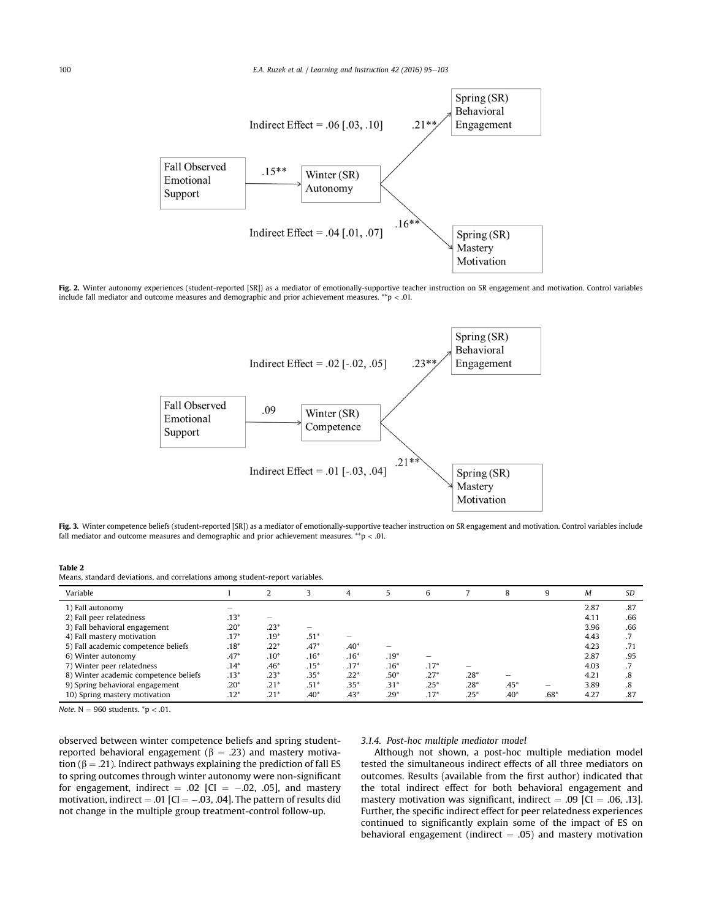Indirect Effect = .06 [.03, .10]

Fall Observed Emotional Support → .15** → Winter (SR) Autonomy → .21** → Spring (SR) Behavioral Engagement

Winter (SR) Autonomy → .16** → Spring (SR) Mastery Motivation

Indirect Effect = .04 [.01, .07]

**Fig. 2.** Winter autonomy experiences (student-reported [SR]) as a mediator of emotionally-supportive teacher instruction on SR engagement and motivation. Control variables include fall mediator and outcome measures and demographic and prior achievement measures. **p < .01.

Indirect Effect = .02 [-.02, .05]

Fall Observed Emotional Support → .09 → Winter (SR) Competence → .23** → Spring (SR) Behavioral Engagement

Winter (SR) Competence → .21** → Spring (SR) Mastery Motivation

Indirect Effect = .01 [-.03, .04]

**Fig. 3.** Winter competence beliefs (student-reported [SR]) as a mediator of emotionally-supportive teacher instruction on SR engagement and motivation. Control variables include fall mediator and outcome measures and demographic and prior achievement measures. **p < .01.

**Table 2**
Means, standard deviations, and correlations among student-report variables.

| Variable | 1 | 2 | 3 | 4 | 5 | 6 | 7 | 8 | 9 | *M* | *SD* |
|---|---|---|---|---|---|---|---|---|---|---|---|
| 1) Fall autonomy | – | | | | | | | | | 2.87 | .87 |
| 2) Fall peer relatedness | .13* | – | | | | | | | | 4.11 | .66 |
| 3) Fall behavioral engagement | .20* | .23* | – | | | | | | | 3.96 | .66 |
| 4) Fall mastery motivation | .17* | .19* | .51* | – | | | | | | 4.43 | .7 |
| 5) Fall academic competence beliefs | .18* | .22* | .47* | .40* | – | | | | | 4.23 | .71 |
| 6) Winter autonomy | .47* | .10* | .16* | .16* | .19* | – | | | | 2.87 | .95 |
| 7) Winter peer relatedness | .14* | .46* | .15* | .17* | .16* | .17* | – | | | 4.03 | .7 |
| 8) Winter academic competence beliefs | .13* | .23* | .35* | .22* | .50* | .27* | .28* | – | | 4.21 | .8 |
| 9) Spring behavioral engagement | .20* | .21* | .51* | .35* | .31* | .25* | .28* | .45* | – | 3.89 | .8 |
| 10) Spring mastery motivation | .12* | .21* | .40* | .43* | .29* | .17* | .25* | .40* | .68* | 4.27 | .87 |

*Note*. N = 960 students. *p < .01.

observed between winter competence beliefs and spring student-reported behavioral engagement (β = .23) and mastery motivation (β = .21). Indirect pathways explaining the prediction of fall ES to spring outcomes through winter autonomy were non-significant for engagement, indirect = .02 [CI = −.02, .05], and mastery motivation, indirect = .01 [CI = −.03, .04]. The pattern of results did not change in the multiple group treatment-control follow-up.

#### 3.1.4. Post-hoc multiple mediator model

Although not shown, a post-hoc multiple mediation model tested the simultaneous indirect effects of all three mediators on outcomes. Results (available from the first author) indicated that the total indirect effect for both behavioral engagement and mastery motivation was significant, indirect = .09 [CI = .06, .13]. Further, the specific indirect effect for peer relatedness experiences continued to significantly explain some of the impact of ES on behavioral engagement (indirect = .05) and mastery motivation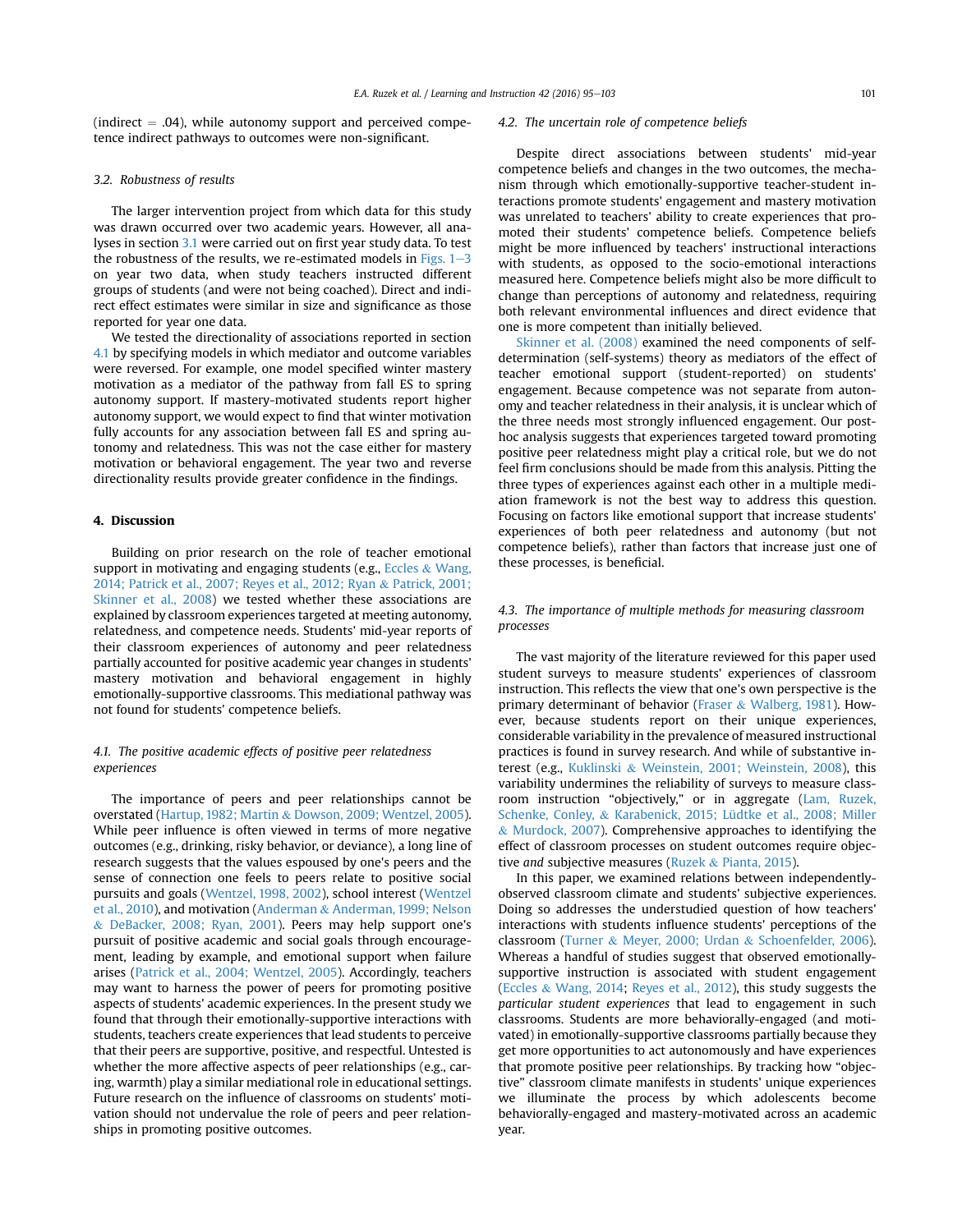(indirect = .04), while autonomy support and perceived competence indirect pathways to outcomes were non-significant.

### 3.2. Robustness of results

The larger intervention project from which data for this study was drawn occurred over two academic years. However, all analyses in section 3.1 were carried out on first year study data. To test the robustness of the results, we re-estimated models in Figs. 1–3 on year two data, when study teachers instructed different groups of students (and were not being coached). Direct and indirect effect estimates were similar in size and significance as those reported for year one data.

We tested the directionality of associations reported in section 4.1 by specifying models in which mediator and outcome variables were reversed. For example, one model specified winter mastery motivation as a mediator of the pathway from fall ES to spring autonomy support. If mastery-motivated students report higher autonomy support, we would expect to find that winter motivation fully accounts for any association between fall ES and spring autonomy and relatedness. This was not the case either for mastery motivation or behavioral engagement. The year two and reverse directionality results provide greater confidence in the findings.

## 4. Discussion

Building on prior research on the role of teacher emotional support in motivating and engaging students (e.g., Eccles & Wang, 2014; Patrick et al., 2007; Reyes et al., 2012; Ryan & Patrick, 2001; Skinner et al., 2008) we tested whether these associations are explained by classroom experiences targeted at meeting autonomy, relatedness, and competence needs. Students' mid-year reports of their classroom experiences of autonomy and peer relatedness partially accounted for positive academic year changes in students' mastery motivation and behavioral engagement in highly emotionally-supportive classrooms. This mediational pathway was not found for students' competence beliefs.

### 4.1. The positive academic effects of positive peer relatedness experiences

The importance of peers and peer relationships cannot be overstated (Hartup, 1982; Martin & Dowson, 2009; Wentzel, 2005). While peer influence is often viewed in terms of more negative outcomes (e.g., drinking, risky behavior, or deviance), a long line of research suggests that the values espoused by one's peers and the sense of connection one feels to peers relate to positive social pursuits and goals (Wentzel, 1998, 2002), school interest (Wentzel et al., 2010), and motivation (Anderman & Anderman, 1999; Nelson & DeBacker, 2008; Ryan, 2001). Peers may help support one's pursuit of positive academic and social goals through encouragement, leading by example, and emotional support when failure arises (Patrick et al., 2004; Wentzel, 2005). Accordingly, teachers may want to harness the power of peers for promoting positive aspects of students' academic experiences. In the present study we found that through their emotionally-supportive interactions with students, teachers create experiences that lead students to perceive that their peers are supportive, positive, and respectful. Untested is whether the more affective aspects of peer relationships (e.g., caring, warmth) play a similar mediational role in educational settings. Future research on the influence of classrooms on students' motivation should not undervalue the role of peers and peer relationships in promoting positive outcomes.

### 4.2. The uncertain role of competence beliefs

Despite direct associations between students' mid-year competence beliefs and changes in the two outcomes, the mechanism through which emotionally-supportive teacher-student interactions promote students' engagement and mastery motivation was unrelated to teachers' ability to create experiences that promoted their students' competence beliefs. Competence beliefs might be more influenced by teachers' instructional interactions with students, as opposed to the socio-emotional interactions measured here. Competence beliefs might also be more difficult to change than perceptions of autonomy and relatedness, requiring both relevant environmental influences and direct evidence that one is more competent than initially believed.

Skinner et al. (2008) examined the need components of self-determination (self-systems) theory as mediators of the effect of teacher emotional support (student-reported) on students' engagement. Because competence was not separate from autonomy and teacher relatedness in their analysis, it is unclear which of the three needs most strongly influenced engagement. Our post-hoc analysis suggests that experiences targeted toward promoting positive peer relatedness might play a critical role, but we do not feel firm conclusions should be made from this analysis. Pitting the three types of experiences against each other in a multiple mediation framework is not the best way to address this question. Focusing on factors like emotional support that increase students' experiences of both peer relatedness and autonomy (but not competence beliefs), rather than factors that increase just one of these processes, is beneficial.

### 4.3. The importance of multiple methods for measuring classroom processes

The vast majority of the literature reviewed for this paper used student surveys to measure students' experiences of classroom instruction. This reflects the view that one's own perspective is the primary determinant of behavior (Fraser & Walberg, 1981). However, because students report on their unique experiences, considerable variability in the prevalence of measured instructional practices is found in survey research. And while of substantive interest (e.g., Kuklinski & Weinstein, 2001; Weinstein, 2008), this variability undermines the reliability of surveys to measure classroom instruction "objectively," or in aggregate (Lam, Ruzek, Schenke, Conley, & Karabenick, 2015; Lüdtke et al., 2008; Miller & Murdock, 2007). Comprehensive approaches to identifying the effect of classroom processes on student outcomes require objective *and* subjective measures (Ruzek & Pianta, 2015).

In this paper, we examined relations between independently-observed classroom climate and students' subjective experiences. Doing so addresses the understudied question of how teachers' interactions with students influence students' perceptions of the classroom (Turner & Meyer, 2000; Urdan & Schoenfelder, 2006). Whereas a handful of studies suggest that observed emotionally-supportive instruction is associated with student engagement (Eccles & Wang, 2014; Reyes et al., 2012), this study suggests the *particular student experiences* that lead to engagement in such classrooms. Students are more behaviorally-engaged (and motivated) in emotionally-supportive classrooms partially because they get more opportunities to act autonomously and have experiences that promote positive peer relationships. By tracking how "objective" classroom climate manifests in students' unique experiences we illuminate the process by which adolescents become behaviorally-engaged and mastery-motivated across an academic year.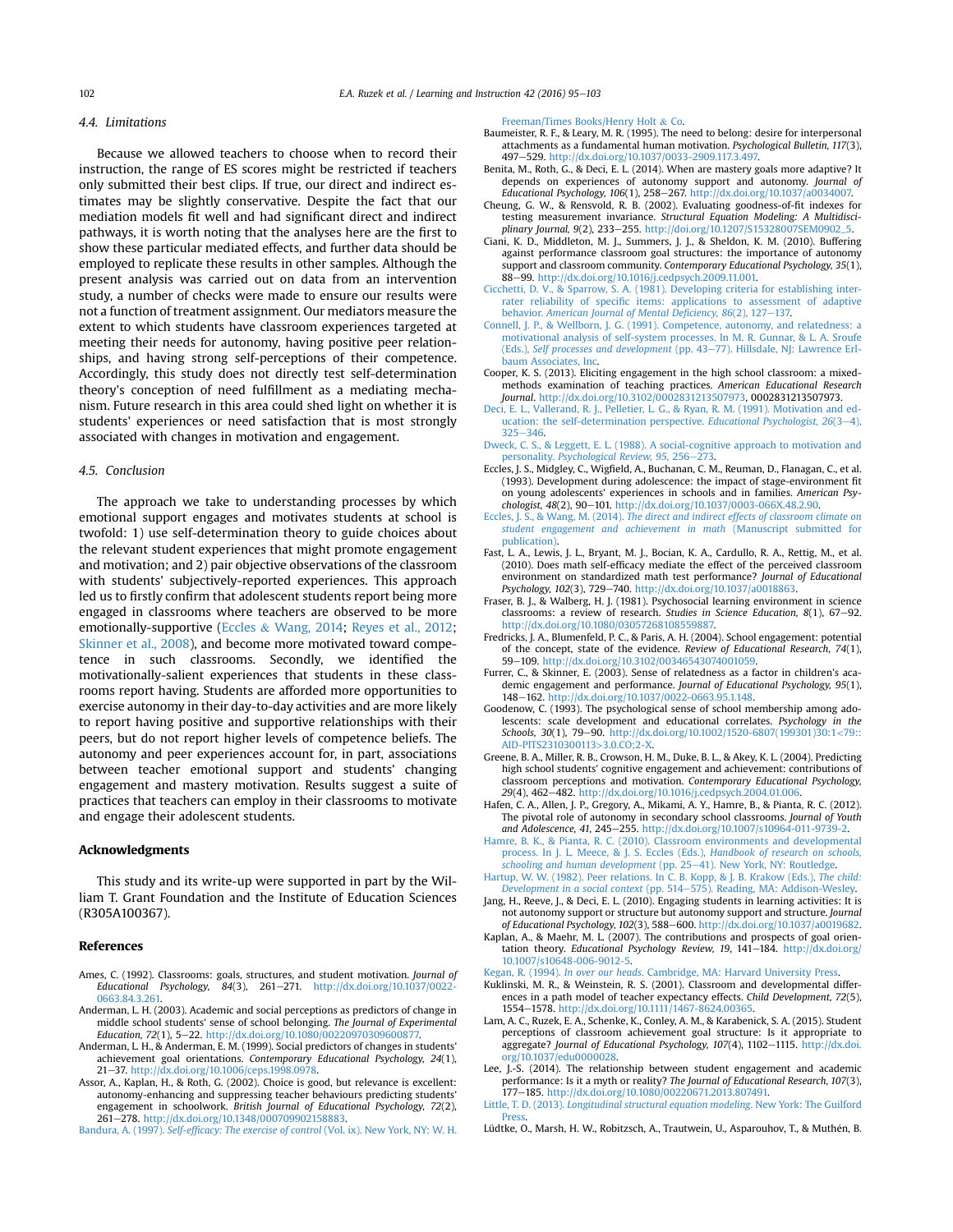### 4.4. Limitations

Because we allowed teachers to choose when to record their instruction, the range of ES scores might be restricted if teachers only submitted their best clips. If true, our direct and indirect estimates may be slightly conservative. Despite the fact that our mediation models fit well and had significant direct and indirect pathways, it is worth noting that the analyses here are the first to show these particular mediated effects, and further data should be employed to replicate these results in other samples. Although the present analysis was carried out on data from an intervention study, a number of checks were made to ensure our results were not a function of treatment assignment. Our mediators measure the extent to which students have classroom experiences targeted at meeting their needs for autonomy, having positive peer relationships, and having strong self-perceptions of their competence. Accordingly, this study does not directly test self-determination theory's conception of need fulfillment as a mediating mechanism. Future research in this area could shed light on whether it is students' experiences or need satisfaction that is most strongly associated with changes in motivation and engagement.

### 4.5. Conclusion

The approach we take to understanding processes by which emotional support engages and motivates students at school is twofold: 1) use self-determination theory to guide choices about the relevant student experiences that might promote engagement and motivation; and 2) pair objective observations of the classroom with students' subjectively-reported experiences. This approach led us to firstly confirm that adolescent students report being more engaged in classrooms where teachers are observed to be more emotionally-supportive (Eccles & Wang, 2014; Reyes et al., 2012; Skinner et al., 2008), and become more motivated toward competence in such classrooms. Secondly, we identified the motivationally-salient experiences that students in these classrooms report having. Students are afforded more opportunities to exercise autonomy in their day-to-day activities and are more likely to report having positive and supportive relationships with their peers, but do not report higher levels of competence beliefs. The autonomy and peer experiences account for, in part, associations between teacher emotional support and students' changing engagement and mastery motivation. Results suggest a suite of practices that teachers can employ in their classrooms to motivate and engage their adolescent students.

## Acknowledgments

This study and its write-up were supported in part by the William T. Grant Foundation and the Institute of Education Sciences (R305A100367).

## References

Ames, C. (1992). Classrooms: goals, structures, and student motivation. *Journal of Educational Psychology, 84*(3), 261–271. http://dx.doi.org/10.1037/0022-0663.84.3.261.

Anderman, L. H. (2003). Academic and social perceptions as predictors of change in middle school students' sense of school belonging. *The Journal of Experimental Education, 72*(1), 5–22. http://dx.doi.org/10.1080/00220970309600877.

Anderman, L. H., & Anderman, E. M. (1999). Social predictors of changes in students' achievement goal orientations. *Contemporary Educational Psychology, 24*(1), 21–37. http://dx.doi.org/10.1006/ceps.1998.0978.

Assor, A., Kaplan, H., & Roth, G. (2002). Choice is good, but relevance is excellent: autonomy-enhancing and suppressing teacher behaviours predicting students' engagement in schoolwork. *British Journal of Educational Psychology, 72*(2), 261–278. http://dx.doi.org/10.1348/000709902158883.

Bandura, A. (1997). *Self-efficacy: The exercise of control* (Vol. ix). New York, NY: W. H. Freeman/Times Books/Henry Holt & Co.

Baumeister, R. F., & Leary, M. R. (1995). The need to belong: desire for interpersonal attachments as a fundamental human motivation. *Psychological Bulletin, 117*(3), 497–529. http://dx.doi.org/10.1037/0033-2909.117.3.497.

Benita, M., Roth, G., & Deci, E. L. (2014). When are mastery goals more adaptive? It depends on experiences of autonomy support and autonomy. *Journal of Educational Psychology, 106*(1), 258–267. http://dx.doi.org/10.1037/a0034007.

Cheung, G. W., & Rensvold, R. B. (2002). Evaluating goodness-of-fit indexes for testing measurement invariance. *Structural Equation Modeling: A Multidisciplinary Journal, 9*(2), 233–255. http://dx.doi.org/10.1207/S15328007SEM0902_5.

Ciani, K. D., Middleton, M. J., Summers, J. J., & Sheldon, K. M. (2010). Buffering against performance classroom goal structures: the importance of autonomy support and classroom community. *Contemporary Educational Psychology, 35*(1), 88–99. http://dx.doi.org/10.1016/j.cedpsych.2009.11.001.

Cicchetti, D. V., & Sparrow, S. A. (1981). Developing criteria for establishing interrater reliability of specific items: applications to assessment of adaptive behavior. *American Journal of Mental Deficiency, 86*(2), 127–137.

Connell, J. P., & Wellborn, J. G. (1991). Competence, autonomy, and relatedness: a motivational analysis of self-system processes. In M. R. Gunnar, & L. A. Sroufe (Eds.), *Self processes and development* (pp. 43–77). Hillsdale, NJ: Lawrence Erlbaum Associates, Inc.

Cooper, K. S. (2013). Eliciting engagement in the high school classroom: a mixed-methods examination of teaching practices. *American Educational Research Journal*. http://dx.doi.org/10.3102/0002831213507973, 0002831213507973.

Deci, E. L., Vallerand, R. J., Pelletier, L. G., & Ryan, R. M. (1991). Motivation and education: the self-determination perspective. *Educational Psychologist, 26*(3–4), 325–346.

Dweck, C. S., & Leggett, E. L. (1988). A social-cognitive approach to motivation and personality. *Psychological Review, 95*, 256–273.

Eccles, J. S., Midgley, C., Wigfield, A., Buchanan, C. M., Reuman, D., Flanagan, C., et al. (1993). Development during adolescence: the impact of stage-environment fit on young adolescents' experiences in schools and in families. *American Psychologist, 48*(2), 90–101. http://dx.doi.org/10.1037/0003-066X.48.2.90.

Eccles, J. S., & Wang, M. (2014). *The direct and indirect effects of classroom climate on student engagement and achievement in math* (Manuscript submitted for publication).

Fast, L. A., Lewis, J. L., Bryant, M. J., Bocian, K. A., Cardullo, R. A., Rettig, M., et al. (2010). Does math self-efficacy mediate the effect of the perceived classroom environment on standardized math test performance? *Journal of Educational Psychology, 102*(3), 729–740. http://dx.doi.org/10.1037/a0018863.

Fraser, B. J., & Walberg, H. J. (1981). Psychosocial learning environment in science classrooms: a review of research. *Studies in Science Education, 8*(1), 67–92. http://dx.doi.org/10.1080/03057268108559887.

Fredricks, J. A., Blumenfeld, P. C., & Paris, A. H. (2004). School engagement: potential of the concept, state of the evidence. *Review of Educational Research, 74*(1), 59–109. http://dx.doi.org/10.3102/00346543074001059.

Furrer, C., & Skinner, E. (2003). Sense of relatedness as a factor in children's academic engagement and performance. *Journal of Educational Psychology, 95*(1), 148–162. http://dx.doi.org/10.1037/0022-0663.95.1.148.

Goodenow, C. (1993). The psychological sense of school membership among adolescents: scale development and educational correlates. *Psychology in the Schools, 30*(1), 79–90. http://dx.doi.org/10.1002/1520-6807(199301)30:1<79::AID-PITS2310300113>3.0.CO;2-X.

Greene, B. A., Miller, R. B., Crowson, H. M., Duke, B. L., & Akey, K. L. (2004). Predicting high school students' cognitive engagement and achievement: contributions of classroom perceptions and motivation. *Contemporary Educational Psychology, 29*(4), 462–482. http://dx.doi.org/10.1016/j.cedpsych.2004.01.006.

Hafen, C. A., Allen, J. P., Gregory, A., Mikami, A. Y., Hamre, B., & Pianta, R. C. (2012). The pivotal role of autonomy in secondary school classrooms. *Journal of Youth and Adolescence, 41*, 245–255. http://dx.doi.org/10.1007/s10964-011-9739-2.

Hamre, B. K., & Pianta, R. C. (2010). Classroom environments and developmental process. In J. L. Meece, & J. S. Eccles (Eds.), *Handbook of research on schools, schooling and human development* (pp. 25–41). New York, NY: Routledge.

Hartup, W. W. (1982). Peer relations. In C. B. Kopp, & J. B. Krakow (Eds.), *The child: Development in a social context* (pp. 514–575). Reading, MA: Addison-Wesley.

Jang, H., Reeve, J., & Deci, E. L. (2010). Engaging students in learning activities: It is not autonomy support or structure but autonomy support and structure. *Journal of Educational Psychology, 102*(3), 588–600. http://dx.doi.org/10.1037/a0019682.

Kaplan, A., & Maehr, M. L. (2007). The contributions and prospects of goal orientation theory. *Educational Psychology Review, 19*, 141–184. http://dx.doi.org/10.1007/s10648-006-9012-5.

Kegan, R. (1994). *In over our heads*. Cambridge, MA: Harvard University Press.

Kuklinski, M. R., & Weinstein, R. S. (2001). Classroom and developmental differences in a path model of teacher expectancy effects. *Child Development, 72*(5), 1554–1578. http://dx.doi.org/10.1111/1467-8624.00365.

Lam, A. C., Ruzek, E. A., Schenke, K., Conley, A. M., & Karabenick, S. A. (2015). Student perceptions of classroom achievement goal structure: Is it appropriate to aggregate? *Journal of Educational Psychology, 107*(4), 1102–1115. http://dx.doi.org/10.1037/edu0000028.

Lee, J.-S. (2014). The relationship between student engagement and academic performance: Is it a myth or reality? *The Journal of Educational Research, 107*(3), 177–185. http://dx.doi.org/10.1080/00220671.2013.807491.

Little, T. D. (2013). *Longitudinal structural equation modeling*. New York: The Guilford Press.

Lüdtke, O., Marsh, H. W., Robitzsch, A., Trautwein, U., Asparouhov, T., & Muthén, B.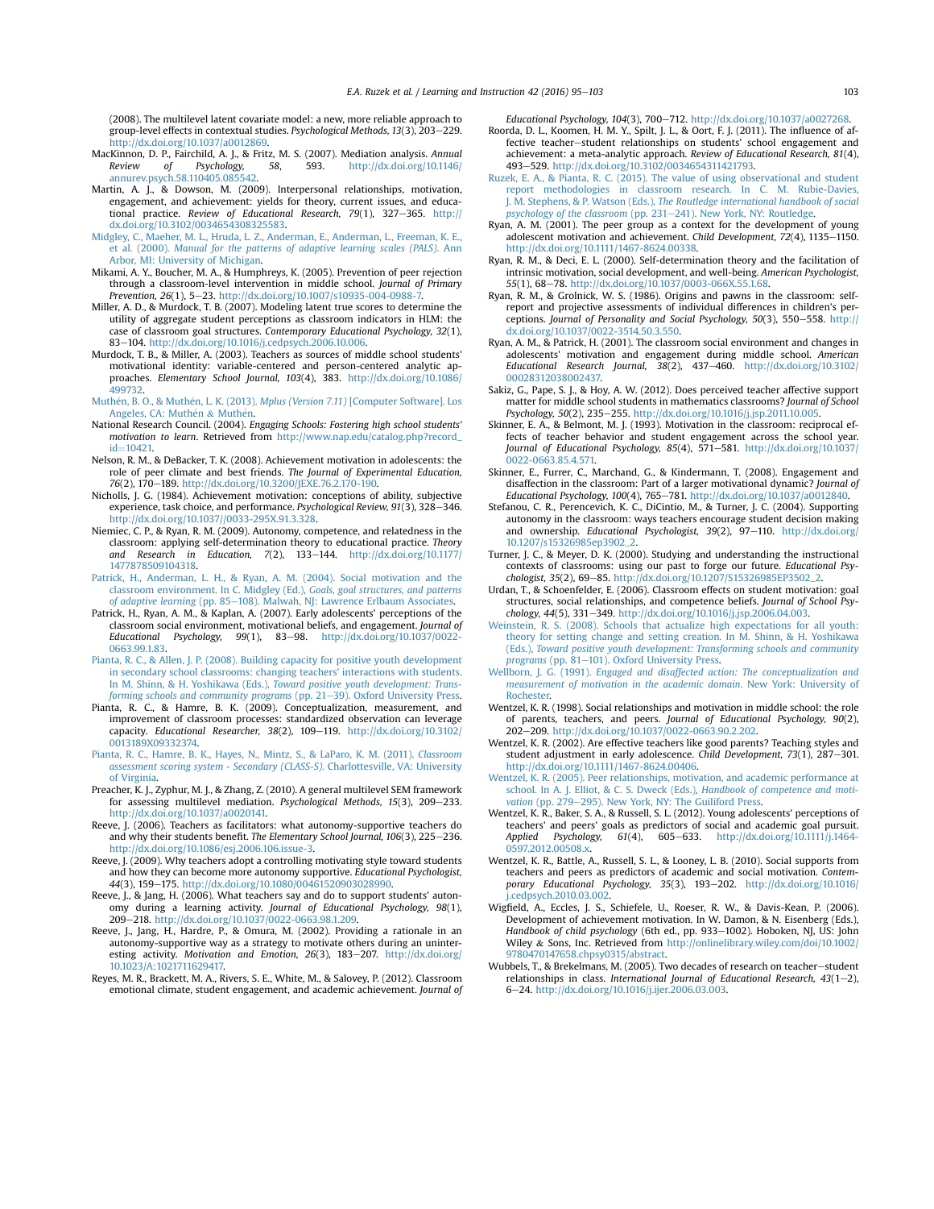(2008). The multilevel latent covariate model: a new, more reliable approach to group-level effects in contextual studies. *Psychological Methods, 13*(3), 203–229. http://dx.doi.org/10.1037/a0012869.

MacKinnon, D. P., Fairchild, A. J., & Fritz, M. S. (2007). Mediation analysis. *Annual Review of Psychology, 58*, 593. http://dx.doi.org/10.1146/annurev.psych.58.110405.085542.

Martin, A. J., & Dowson, M. (2009). Interpersonal relationships, motivation, engagement, and achievement: yields for theory, current issues, and educational practice. *Review of Educational Research, 79*(1), 327–365. http://dx.doi.org/10.3102/0034654308325583.

Midgley, C., Maeher, M. L., Hruda, L. Z., Anderman, E., Anderman, L., Freeman, K. E., et al. (2000). *Manual for the patterns of adaptive learning scales (PALS)*. Ann Arbor, MI: University of Michigan.

Mikami, A. Y., Boucher, M. A., & Humphreys, K. (2005). Prevention of peer rejection through a classroom-level intervention in middle school. *Journal of Primary Prevention, 26*(1), 5–23. http://dx.doi.org/10.1007/s10935-004-0988-7.

Miller, A. D., & Murdock, T. B. (2007). Modeling latent true scores to determine the utility of aggregate student perceptions as classroom indicators in HLM: the case of classroom goal structures. *Contemporary Educational Psychology, 32*(1), 83–104. http://dx.doi.org/10.1016/j.cedpsych.2006.10.006.

Murdock, T. B., & Miller, A. (2003). Teachers as sources of middle school students' motivational identity: variable-centered and person-centered analytic approaches. *Elementary School Journal, 103*(4), 383. http://dx.doi.org/10.1086/499732.

Muthén, B. O., & Muthén, L. K. (2013). *Mplus (Version 7.11)* [Computer Software]. Los Angeles, CA: Muthén & Muthén.

National Research Council. (2004). *Engaging Schools: Fostering high school students' motivation to learn*. Retrieved from http://www.nap.edu/catalog.php?record_id=10421.

Nelson, R. M., & DeBacker, T. K. (2008). Achievement motivation in adolescents: the role of peer climate and best friends. *The Journal of Experimental Education, 76*(2), 170–189. http://dx.doi.org/10.3200/JEXE.76.2.170-190.

Nicholls, J. G. (1984). Achievement motivation: conceptions of ability, subjective experience, task choice, and performance. *Psychological Review, 91*(3), 328–346. http://dx.doi.org/10.1037//0033-295X.91.3.328.

Niemiec, C. P., & Ryan, R. M. (2009). Autonomy, competence, and relatedness in the classroom: applying self-determination theory to educational practice. *Theory and Research in Education, 7*(2), 133–144. http://dx.doi.org/10.1177/1477878509104318.

Patrick, H., Anderman, L. H., & Ryan, A. M. (2004). Social motivation and the classroom environment. In C. Midgley (Ed.), *Goals, goal structures, and patterns of adaptive learning* (pp. 85–108). Malwah, NJ: Lawrence Erlbaum Associates.

Patrick, H., Ryan, A. M., & Kaplan, A. (2007). Early adolescents' perceptions of the classroom social environment, motivational beliefs, and engagement. *Journal of Educational Psychology, 99*(1), 83–98. http://dx.doi.org/10.1037/0022-0663.99.1.83.

Pianta, R. C., & Allen, J. P. (2008). Building capacity for positive youth development in secondary school classrooms: changing teachers' interactions with students. In M. Shinn, & H. Yoshikawa (Eds.), *Toward positive youth development: Transforming schools and community programs* (pp. 21–39). Oxford University Press.

Pianta, R. C., & Hamre, B. K. (2009). Conceptualization, measurement, and improvement of classroom processes: standardized observation can leverage capacity. *Educational Researcher, 38*(2), 109–119. http://dx.doi.org/10.3102/0013189X09332374.

Pianta, R. C., Hamre, B. K., Hayes, N., Mintz, S., & LaParo, K. M. (2011). *Classroom assessment scoring system - Secondary (CLASS-S)*. Charlottesville, VA: University of Virginia.

Preacher, K. J., Zyphur, M. J., & Zhang, Z. (2010). A general multilevel SEM framework for assessing multilevel mediation. *Psychological Methods, 15*(3), 209–233. http://dx.doi.org/10.1037/a0020141.

Reeve, J. (2006). Teachers as facilitators: what autonomy-supportive teachers do and why their students benefit. *The Elementary School Journal, 106*(3), 225–236. http://dx.doi.org/10.1086/esj.2006.106.issue-3.

Reeve, J. (2009). Why teachers adopt a controlling motivating style toward students and how they can become more autonomy supportive. *Educational Psychologist, 44*(3), 159–175. http://dx.doi.org/10.1080/00461520903028990.

Reeve, J., & Jang, H. (2006). What teachers say and do to support students' autonomy during a learning activity. *Journal of Educational Psychology, 98*(1), 209–218. http://dx.doi.org/10.1037/0022-0663.98.1.209.

Reeve, J., Jang, H., Hardre, P., & Omura, M. (2002). Providing a rationale in an autonomy-supportive way as a strategy to motivate others during an uninteresting activity. *Motivation and Emotion, 26*(3), 183–207. http://dx.doi.org/10.1023/A:1021711629417.

Reyes, M. R., Brackett, M. A., Rivers, S. E., White, M., & Salovey, P. (2012). Classroom emotional climate, student engagement, and academic achievement. *Journal of Educational Psychology, 104*(3), 700–712. http://dx.doi.org/10.1037/a0027268.

Roorda, D. L., Koomen, H. M. Y., Spilt, J. L., & Oort, F. J. (2011). The influence of affective teacher–student relationships on students' school engagement and achievement: a meta-analytic approach. *Review of Educational Research, 81*(4), 493–529. http://dx.doi.org/10.3102/0034654311421793.

Ruzek, E. A., & Pianta, R. C. (2015). The value of using observational and student report methodologies in classroom research. In C. M. Rubie-Davies, J. M. Stephens, & P. Watson (Eds.), *The Routledge international handbook of social psychology of the classroom* (pp. 231–241). New York, NY: Routledge.

Ryan, A. M. (2001). The peer group as a context for the development of young adolescent motivation and achievement. *Child Development, 72*(4), 1135–1150. http://dx.doi.org/10.1111/1467-8624.00338.

Ryan, R. M., & Deci, E. L. (2000). Self-determination theory and the facilitation of intrinsic motivation, social development, and well-being. *American Psychologist, 55*(1), 68–78. http://dx.doi.org/10.1037/0003-066X.55.1.68.

Ryan, R. M., & Grolnick, W. S. (1986). Origins and pawns in the classroom: self-report and projective assessments of individual differences in children's perceptions. *Journal of Personality and Social Psychology, 50*(3), 550–558. http://dx.doi.org/10.1037/0022-3514.50.3.550.

Ryan, A. M., & Patrick, H. (2001). The classroom social environment and changes in adolescents' motivation and engagement during middle school. *American Educational Research Journal, 38*(2), 437–460. http://dx.doi.org/10.3102/00028312038002437.

Sakiz, G., Pape, S. J., & Hoy, A. W. (2012). Does perceived teacher affective support matter for middle school students in mathematics classrooms? *Journal of School Psychology, 50*(2), 235–255. http://dx.doi.org/10.1016/j.jsp.2011.10.005.

Skinner, E. A., & Belmont, M. J. (1993). Motivation in the classroom: reciprocal effects of teacher behavior and student engagement across the school year. *Journal of Educational Psychology, 85*(4), 571–581. http://dx.doi.org/10.1037/0022-0663.85.4.571.

Skinner, E., Furrer, C., Marchand, G., & Kindermann, T. (2008). Engagement and disaffection in the classroom: Part of a larger motivational dynamic? *Journal of Educational Psychology, 100*(4), 765–781. http://dx.doi.org/10.1037/a0012840.

Stefanou, C. R., Perencevich, K. C., DiCintio, M., & Turner, J. C. (2004). Supporting autonomy in the classroom: ways teachers encourage student decision making and ownership. *Educational Psychologist, 39*(2), 97–110. http://dx.doi.org/10.1207/s15326985ep3902_2.

Turner, J. C., & Meyer, D. K. (2000). Studying and understanding the instructional contexts of classrooms: using our past to forge our future. *Educational Psychologist, 35*(2), 69–85. http://dx.doi.org/10.1207/S15326985EP3502_2.

Urdan, T., & Schoenfelder, E. (2006). Classroom effects on student motivation: goal structures, social relationships, and competence beliefs. *Journal of School Psychology, 44*(5), 331–349. http://dx.doi.org/10.1016/j.jsp.2006.04.003.

Weinstein, R. S. (2008). Schools that actualize high expectations for all youth: theory for setting change and setting creation. In M. Shinn, & H. Yoshikawa (Eds.), *Toward positive youth development: Transforming schools and community programs* (pp. 81–101). Oxford University Press.

Wellborn, J. G. (1991). *Engaged and disaffected action: The conceptualization and measurement of motivation in the academic domain*. New York: University of Rochester.

Wentzel, K. R. (1998). Social relationships and motivation in middle school: the role of parents, teachers, and peers. *Journal of Educational Psychology, 90*(2), 202–209. http://dx.doi.org/10.1037/0022-0663.90.2.202.

Wentzel, K. R. (2002). Are effective teachers like good parents? Teaching styles and student adjustment in early adolescence. *Child Development, 73*(1), 287–301. http://dx.doi.org/10.1111/1467-8624.00406.

Wentzel, K. R. (2005). Peer relationships, motivation, and academic performance at school. In A. J. Elliot, & C. S. Dweck (Eds.), *Handbook of competence and motivation* (pp. 279–295). New York, NY: The Guilford Press.

Wentzel, K. R., Baker, S. A., & Russell, S. L. (2012). Young adolescents' perceptions of teachers' and peers' goals as predictors of social and academic goal pursuit. *Applied Psychology, 61*(4), 605–633. http://dx.doi.org/10.1111/j.1464-0597.2012.00508.x.

Wentzel, K. R., Battle, A., Russell, S. L., & Looney, L. B. (2010). Social supports from teachers and peers as predictors of academic and social motivation. *Contemporary Educational Psychology, 35*(3), 193–202. http://dx.doi.org/10.1016/j.cedpsych.2010.03.002.

Wigfield, A., Eccles, J. S., Schiefele, U., Roeser, R. W., & Davis-Kean, P. (2006). Development of achievement motivation. In W. Damon, & N. Eisenberg (Eds.), *Handbook of child psychology* (6th ed., pp. 933–1002). Hoboken, NJ, US: John Wiley & Sons, Inc. Retrieved from http://onlinelibrary.wiley.com/doi/10.1002/9780470147658.chpsy0315/abstract.

Wubbels, T., & Brekelmans, M. (2005). Two decades of research on teacher–student relationships in class. *International Journal of Educational Research, 43*(1–2), 6–24. http://dx.doi.org/10.1016/j.ijer.2006.03.003.